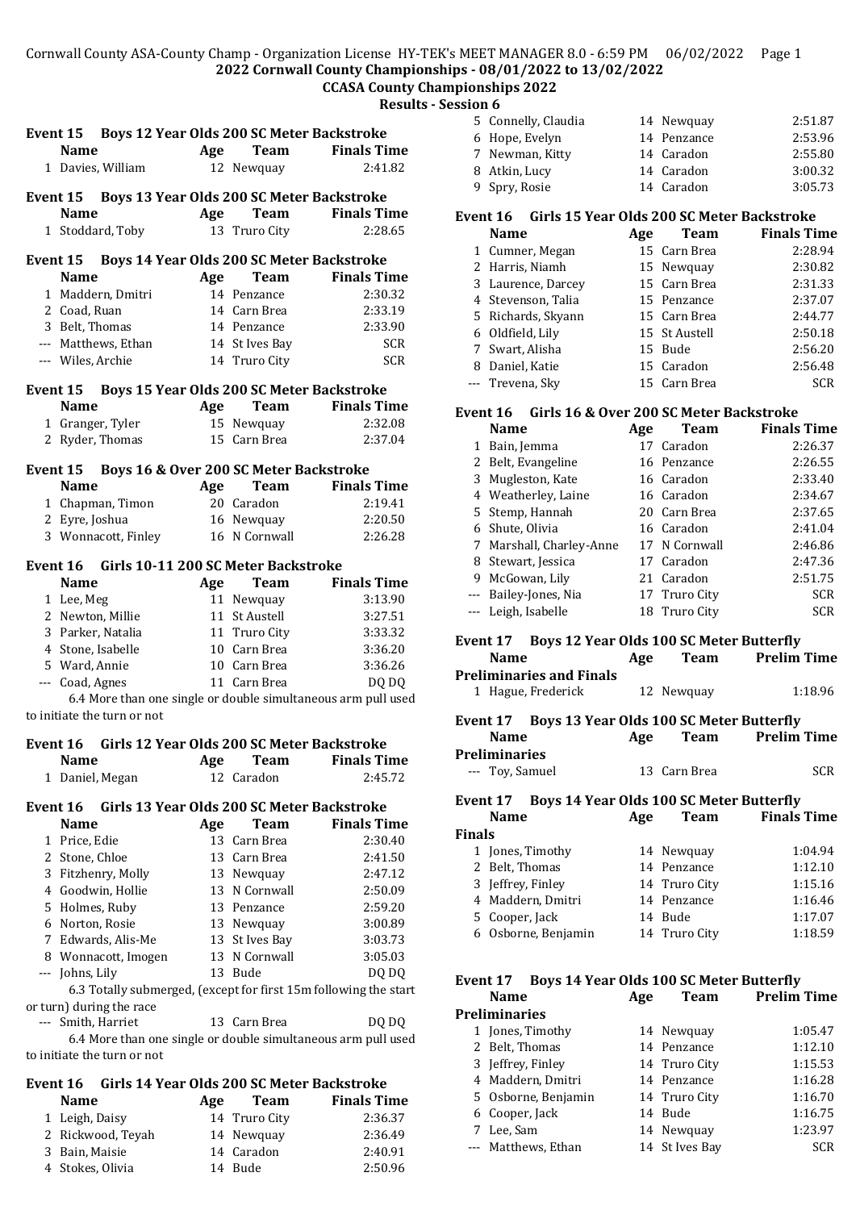# 2022 Cornwall County Championships - 08/01/2022 to 13/02/2022

## CCASA County Championships 2022

### Results - Session 6

**Event 15 Boys 12 Year Olds 200 SC Meter Backstroke**

| | Name | Age | Team | Finals Time |
|---|---|---|---|---|
| 1 | Davies, William | 12 | Newquay | 2:41.82 |

**Event 15 Boys 13 Year Olds 200 SC Meter Backstroke**

| | Name | Age | Team | Finals Time |
|---|---|---|---|---|
| 1 | Stoddard, Toby | 13 | Truro City | 2:28.65 |

**Event 15 Boys 14 Year Olds 200 SC Meter Backstroke**

| | Name | Age | Team | Finals Time |
|---|---|---|---|---|
| 1 | Maddern, Dmitri | 14 | Penzance | 2:30.32 |
| 2 | Coad, Ruan | 14 | Carn Brea | 2:33.19 |
| 3 | Belt, Thomas | 14 | Penzance | 2:33.90 |
| --- | Matthews, Ethan | 14 | St Ives Bay | SCR |
| --- | Wiles, Archie | 14 | Truro City | SCR |

**Event 15 Boys 15 Year Olds 200 SC Meter Backstroke**

| | Name | Age | Team | Finals Time |
|---|---|---|---|---|
| 1 | Granger, Tyler | 15 | Newquay | 2:32.08 |
| 2 | Ryder, Thomas | 15 | Carn Brea | 2:37.04 |

**Event 15 Boys 16 & Over 200 SC Meter Backstroke**

| | Name | Age | Team | Finals Time |
|---|---|---|---|---|
| 1 | Chapman, Timon | 20 | Caradon | 2:19.41 |
| 2 | Eyre, Joshua | 16 | Newquay | 2:20.50 |
| 3 | Wonnacott, Finley | 16 | N Cornwall | 2:26.28 |

**Event 16 Girls 10-11 200 SC Meter Backstroke**

| | Name | Age | Team | Finals Time |
|---|---|---|---|---|
| 1 | Lee, Meg | 11 | Newquay | 3:13.90 |
| 2 | Newton, Millie | 11 | St Austell | 3:27.51 |
| 3 | Parker, Natalia | 11 | Truro City | 3:33.32 |
| 4 | Stone, Isabelle | 10 | Carn Brea | 3:36.20 |
| 5 | Ward, Annie | 10 | Carn Brea | 3:36.26 |
| --- | Coad, Agnes | 11 | Carn Brea | DQ DQ |

6.4 More than one single or double simultaneous arm pull used to initiate the turn or not

**Event 16 Girls 12 Year Olds 200 SC Meter Backstroke**

| | Name | Age | Team | Finals Time |
|---|---|---|---|---|
| 1 | Daniel, Megan | 12 | Caradon | 2:45.72 |

**Event 16 Girls 13 Year Olds 200 SC Meter Backstroke**

| | Name | Age | Team | Finals Time |
|---|---|---|---|---|
| 1 | Price, Edie | 13 | Carn Brea | 2:30.40 |
| 2 | Stone, Chloe | 13 | Carn Brea | 2:41.50 |
| 3 | Fitzhenry, Molly | 13 | Newquay | 2:47.12 |
| 4 | Goodwin, Hollie | 13 | N Cornwall | 2:50.09 |
| 5 | Holmes, Ruby | 13 | Penzance | 2:59.20 |
| 6 | Norton, Rosie | 13 | Newquay | 3:00.89 |
| 7 | Edwards, Alis-Me | 13 | St Ives Bay | 3:03.73 |
| 8 | Wonnacott, Imogen | 13 | N Cornwall | 3:05.03 |
| --- | Johns, Lily | 13 | Bude | DQ DQ |

6.3 Totally submerged, (except for first 15m following the start or turn) during the race

| | Name | Age | Team | Finals Time |
|---|---|---|---|---|
| --- | Smith, Harriet | 13 | Carn Brea | DQ DQ |

6.4 More than one single or double simultaneous arm pull used to initiate the turn or not

**Event 16 Girls 14 Year Olds 200 SC Meter Backstroke**

| | Name | Age | Team | Finals Time |
|---|---|---|---|---|
| 1 | Leigh, Daisy | 14 | Truro City | 2:36.37 |
| 2 | Rickwood, Teyah | 14 | Newquay | 2:36.49 |
| 3 | Bain, Maisie | 14 | Caradon | 2:40.91 |
| 4 | Stokes, Olivia | 14 | Bude | 2:50.96 |
| 5 | Connelly, Claudia | 14 | Newquay | 2:51.87 |
| 6 | Hope, Evelyn | 14 | Penzance | 2:53.96 |
| 7 | Newman, Kitty | 14 | Caradon | 2:55.80 |
| 8 | Atkin, Lucy | 14 | Caradon | 3:00.32 |
| 9 | Spry, Rosie | 14 | Caradon | 3:05.73 |

**Event 16 Girls 15 Year Olds 200 SC Meter Backstroke**

| | Name | Age | Team | Finals Time |
|---|---|---|---|---|
| 1 | Cumner, Megan | 15 | Carn Brea | 2:28.94 |
| 2 | Harris, Niamh | 15 | Newquay | 2:30.82 |
| 3 | Laurence, Darcey | 15 | Carn Brea | 2:31.33 |
| 4 | Stevenson, Talia | 15 | Penzance | 2:37.07 |
| 5 | Richards, Skyann | 15 | Carn Brea | 2:44.77 |
| 6 | Oldfield, Lily | 15 | St Austell | 2:50.18 |
| 7 | Swart, Alisha | 15 | Bude | 2:56.20 |
| 8 | Daniel, Katie | 15 | Caradon | 2:56.48 |
| --- | Trevena, Sky | 15 | Carn Brea | SCR |

**Event 16 Girls 16 & Over 200 SC Meter Backstroke**

| | Name | Age | Team | Finals Time |
|---|---|---|---|---|
| 1 | Bain, Jemma | 17 | Caradon | 2:26.37 |
| 2 | Belt, Evangeline | 16 | Penzance | 2:26.55 |
| 3 | Mugleston, Kate | 16 | Caradon | 2:33.40 |
| 4 | Weatherley, Laine | 16 | Caradon | 2:34.67 |
| 5 | Stemp, Hannah | 20 | Carn Brea | 2:37.65 |
| 6 | Shute, Olivia | 16 | Caradon | 2:41.04 |
| 7 | Marshall, Charley-Anne | 17 | N Cornwall | 2:46.86 |
| 8 | Stewart, Jessica | 17 | Caradon | 2:47.36 |
| 9 | McGowan, Lily | 21 | Caradon | 2:51.75 |
| --- | Bailey-Jones, Nia | 17 | Truro City | SCR |
| --- | Leigh, Isabelle | 18 | Truro City | SCR |

**Event 17 Boys 12 Year Olds 100 SC Meter Butterfly**

| | Name | Age | Team | Prelim Time |
|---|---|---|---|---|
| **Preliminaries and Finals** | | | | |
| 1 | Hague, Frederick | 12 | Newquay | 1:18.96 |

**Event 17 Boys 13 Year Olds 100 SC Meter Butterfly**

| | Name | Age | Team | Prelim Time |
|---|---|---|---|---|
| **Preliminaries** | | | | |
| --- | Toy, Samuel | 13 | Carn Brea | SCR |

**Event 17 Boys 14 Year Olds 100 SC Meter Butterfly**

| | Name | Age | Team | Finals Time |
|---|---|---|---|---|
| **Finals** | | | | |
| 1 | Jones, Timothy | 14 | Newquay | 1:04.94 |
| 2 | Belt, Thomas | 14 | Penzance | 1:12.10 |
| 3 | Jeffrey, Finley | 14 | Truro City | 1:15.16 |
| 4 | Maddern, Dmitri | 14 | Penzance | 1:16.46 |
| 5 | Cooper, Jack | 14 | Bude | 1:17.07 |
| 6 | Osborne, Benjamin | 14 | Truro City | 1:18.59 |

**Event 17 Boys 14 Year Olds 100 SC Meter Butterfly**

| | Name | Age | Team | Prelim Time |
|---|---|---|---|---|
| **Preliminaries** | | | | |
| 1 | Jones, Timothy | 14 | Newquay | 1:05.47 |
| 2 | Belt, Thomas | 14 | Penzance | 1:12.10 |
| 3 | Jeffrey, Finley | 14 | Truro City | 1:15.53 |
| 4 | Maddern, Dmitri | 14 | Penzance | 1:16.28 |
| 5 | Osborne, Benjamin | 14 | Truro City | 1:16.70 |
| 6 | Cooper, Jack | 14 | Bude | 1:16.75 |
| 7 | Lee, Sam | 14 | Newquay | 1:23.97 |
| --- | Matthews, Ethan | 14 | St Ives Bay | SCR |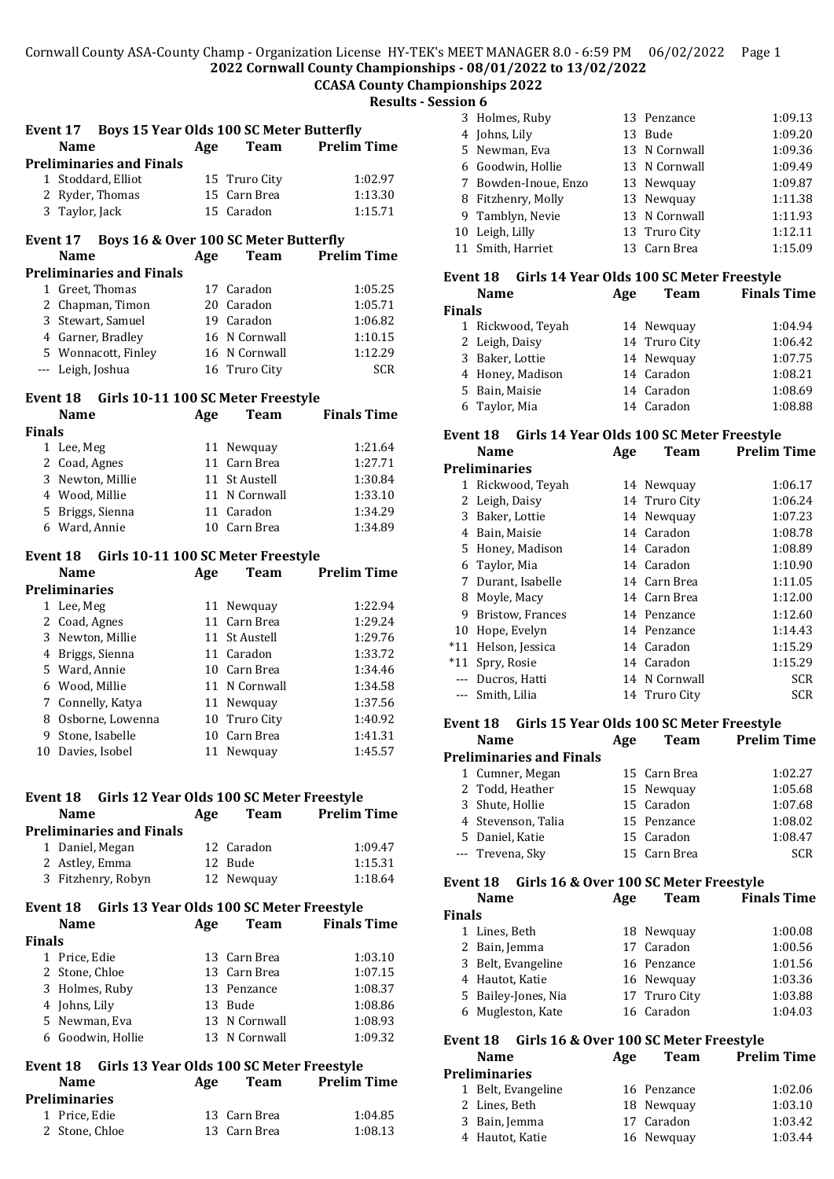## 2022 Cornwall County Championships - 08/01/2022 to 13/02/2022

### CCASA County Championships 2022

#### Results - Session 6

### Event 17 Boys 15 Year Olds 100 SC Meter Butterfly

| | Name | Age | Team | Prelim Time |
|---|---|---|---|---|
| **Preliminaries and Finals** | | | | |
| 1 | Stoddard, Elliot | 15 | Truro City | 1:02.97 |
| 2 | Ryder, Thomas | 15 | Carn Brea | 1:13.30 |
| 3 | Taylor, Jack | 15 | Caradon | 1:15.71 |

### Event 17 Boys 16 & Over 100 SC Meter Butterfly

| | Name | Age | Team | Prelim Time |
|---|---|---|---|---|
| **Preliminaries and Finals** | | | | |
| 1 | Greet, Thomas | 17 | Caradon | 1:05.25 |
| 2 | Chapman, Timon | 20 | Caradon | 1:05.71 |
| 3 | Stewart, Samuel | 19 | Caradon | 1:06.82 |
| 4 | Garner, Bradley | 16 | N Cornwall | 1:10.15 |
| 5 | Wonnacott, Finley | 16 | N Cornwall | 1:12.29 |
| --- | Leigh, Joshua | 16 | Truro City | SCR |

### Event 18 Girls 10-11 100 SC Meter Freestyle

| | Name | Age | Team | Finals Time |
|---|---|---|---|---|
| **Finals** | | | | |
| 1 | Lee, Meg | 11 | Newquay | 1:21.64 |
| 2 | Coad, Agnes | 11 | Carn Brea | 1:27.71 |
| 3 | Newton, Millie | 11 | St Austell | 1:30.84 |
| 4 | Wood, Millie | 11 | N Cornwall | 1:33.10 |
| 5 | Briggs, Sienna | 11 | Caradon | 1:34.29 |
| 6 | Ward, Annie | 10 | Carn Brea | 1:34.89 |

### Event 18 Girls 10-11 100 SC Meter Freestyle

| | Name | Age | Team | Prelim Time |
|---|---|---|---|---|
| **Preliminaries** | | | | |
| 1 | Lee, Meg | 11 | Newquay | 1:22.94 |
| 2 | Coad, Agnes | 11 | Carn Brea | 1:29.24 |
| 3 | Newton, Millie | 11 | St Austell | 1:29.76 |
| 4 | Briggs, Sienna | 11 | Caradon | 1:33.72 |
| 5 | Ward, Annie | 10 | Carn Brea | 1:34.46 |
| 6 | Wood, Millie | 11 | N Cornwall | 1:34.58 |
| 7 | Connelly, Katya | 11 | Newquay | 1:37.56 |
| 8 | Osborne, Lowenna | 10 | Truro City | 1:40.92 |
| 9 | Stone, Isabelle | 10 | Carn Brea | 1:41.31 |
| 10 | Davies, Isobel | 11 | Newquay | 1:45.57 |

### Event 18 Girls 12 Year Olds 100 SC Meter Freestyle

| | Name | Age | Team | Prelim Time |
|---|---|---|---|---|
| **Preliminaries and Finals** | | | | |
| 1 | Daniel, Megan | 12 | Caradon | 1:09.47 |
| 2 | Astley, Emma | 12 | Bude | 1:15.31 |
| 3 | Fitzhenry, Robyn | 12 | Newquay | 1:18.64 |

### Event 18 Girls 13 Year Olds 100 SC Meter Freestyle

| | Name | Age | Team | Finals Time |
|---|---|---|---|---|
| **Finals** | | | | |
| 1 | Price, Edie | 13 | Carn Brea | 1:03.10 |
| 2 | Stone, Chloe | 13 | Carn Brea | 1:07.15 |
| 3 | Holmes, Ruby | 13 | Penzance | 1:08.37 |
| 4 | Johns, Lily | 13 | Bude | 1:08.86 |
| 5 | Newman, Eva | 13 | N Cornwall | 1:08.93 |
| 6 | Goodwin, Hollie | 13 | N Cornwall | 1:09.32 |

### Event 18 Girls 13 Year Olds 100 SC Meter Freestyle

| | Name | Age | Team | Prelim Time |
|---|---|---|---|---|
| **Preliminaries** | | | | |
| 1 | Price, Edie | 13 | Carn Brea | 1:04.85 |
| 2 | Stone, Chloe | 13 | Carn Brea | 1:08.13 |
| 3 | Holmes, Ruby | 13 | Penzance | 1:09.13 |
| 4 | Johns, Lily | 13 | Bude | 1:09.20 |
| 5 | Newman, Eva | 13 | N Cornwall | 1:09.36 |
| 6 | Goodwin, Hollie | 13 | N Cornwall | 1:09.49 |
| 7 | Bowden-Inoue, Enzo | 13 | Newquay | 1:09.87 |
| 8 | Fitzhenry, Molly | 13 | Newquay | 1:11.38 |
| 9 | Tamblyn, Nevie | 13 | N Cornwall | 1:11.93 |
| 10 | Leigh, Lilly | 13 | Truro City | 1:12.11 |
| 11 | Smith, Harriet | 13 | Carn Brea | 1:15.09 |

### Event 18 Girls 14 Year Olds 100 SC Meter Freestyle

| | Name | Age | Team | Finals Time |
|---|---|---|---|---|
| **Finals** | | | | |
| 1 | Rickwood, Teyah | 14 | Newquay | 1:04.94 |
| 2 | Leigh, Daisy | 14 | Truro City | 1:06.42 |
| 3 | Baker, Lottie | 14 | Newquay | 1:07.75 |
| 4 | Honey, Madison | 14 | Caradon | 1:08.21 |
| 5 | Bain, Maisie | 14 | Caradon | 1:08.69 |
| 6 | Taylor, Mia | 14 | Caradon | 1:08.88 |

### Event 18 Girls 14 Year Olds 100 SC Meter Freestyle

| | Name | Age | Team | Prelim Time |
|---|---|---|---|---|
| **Preliminaries** | | | | |
| 1 | Rickwood, Teyah | 14 | Newquay | 1:06.17 |
| 2 | Leigh, Daisy | 14 | Truro City | 1:06.24 |
| 3 | Baker, Lottie | 14 | Newquay | 1:07.23 |
| 4 | Bain, Maisie | 14 | Caradon | 1:08.78 |
| 5 | Honey, Madison | 14 | Caradon | 1:08.89 |
| 6 | Taylor, Mia | 14 | Caradon | 1:10.90 |
| 7 | Durant, Isabelle | 14 | Carn Brea | 1:11.05 |
| 8 | Moyle, Macy | 14 | Carn Brea | 1:12.00 |
| 9 | Bristow, Frances | 14 | Penzance | 1:12.60 |
| 10 | Hope, Evelyn | 14 | Penzance | 1:14.43 |
| *11 | Helson, Jessica | 14 | Caradon | 1:15.29 |
| *11 | Spry, Rosie | 14 | Caradon | 1:15.29 |
| --- | Ducros, Hatti | 14 | N Cornwall | SCR |
| --- | Smith, Lilia | 14 | Truro City | SCR |

### Event 18 Girls 15 Year Olds 100 SC Meter Freestyle

| | Name | Age | Team | Prelim Time |
|---|---|---|---|---|
| **Preliminaries and Finals** | | | | |
| 1 | Cumner, Megan | 15 | Carn Brea | 1:02.27 |
| 2 | Todd, Heather | 15 | Newquay | 1:05.68 |
| 3 | Shute, Hollie | 15 | Caradon | 1:07.68 |
| 4 | Stevenson, Talia | 15 | Penzance | 1:08.02 |
| 5 | Daniel, Katie | 15 | Caradon | 1:08.47 |
| --- | Trevena, Sky | 15 | Carn Brea | SCR |

### Event 18 Girls 16 & Over 100 SC Meter Freestyle

| | Name | Age | Team | Finals Time |
|---|---|---|---|---|
| **Finals** | | | | |
| 1 | Lines, Beth | 18 | Newquay | 1:00.08 |
| 2 | Bain, Jemma | 17 | Caradon | 1:00.56 |
| 3 | Belt, Evangeline | 16 | Penzance | 1:01.56 |
| 4 | Hautot, Katie | 16 | Newquay | 1:03.36 |
| 5 | Bailey-Jones, Nia | 17 | Truro City | 1:03.88 |
| 6 | Mugleston, Kate | 16 | Caradon | 1:04.03 |

### Event 18 Girls 16 & Over 100 SC Meter Freestyle

| | Name | Age | Team | Prelim Time |
|---|---|---|---|---|
| **Preliminaries** | | | | |
| 1 | Belt, Evangeline | 16 | Penzance | 1:02.06 |
| 2 | Lines, Beth | 18 | Newquay | 1:03.10 |
| 3 | Bain, Jemma | 17 | Caradon | 1:03.42 |
| 4 | Hautot, Katie | 16 | Newquay | 1:03.44 |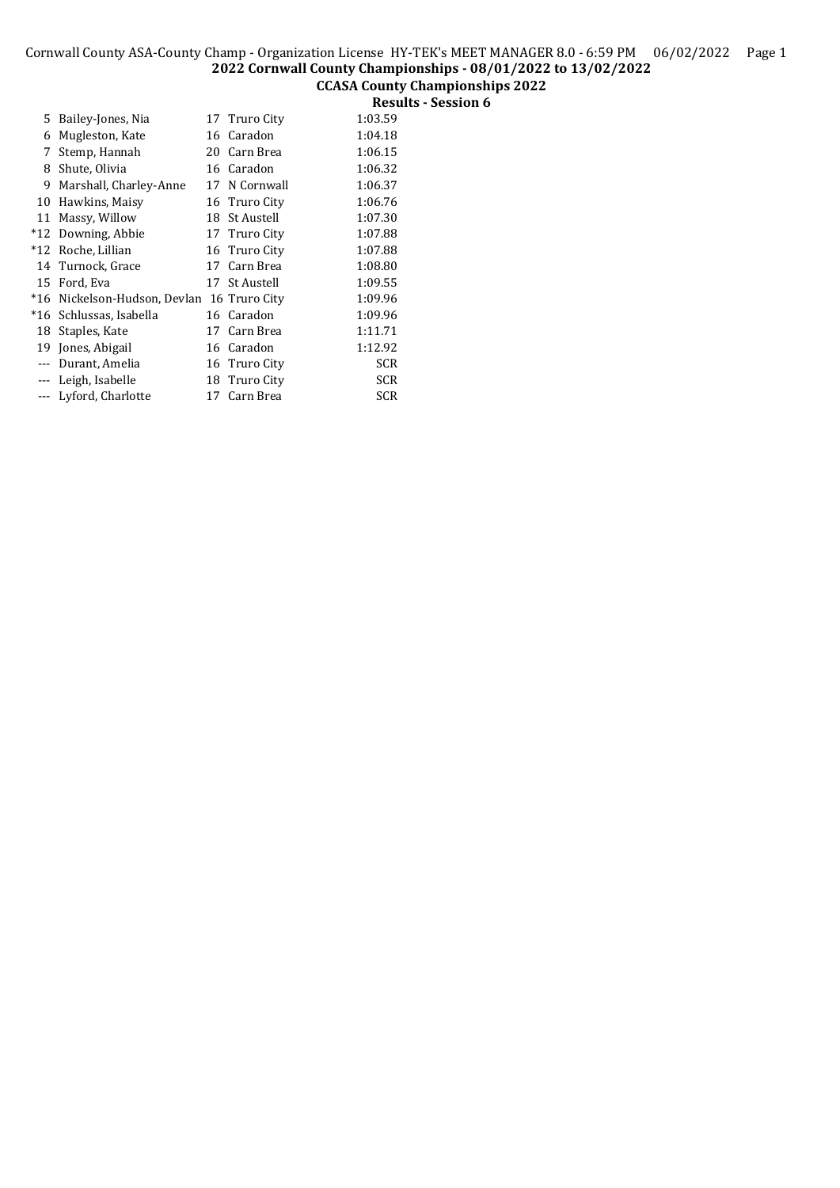## 2022 Cornwall County Championships - 08/01/2022 to 13/02/2022

### CCASA County Championships 2022

#### Results - Session 6

| | | | | |
|---|---|---|---|---|
| 5 | Bailey-Jones, Nia | 17 | Truro City | 1:03.59 |
| 6 | Mugleston, Kate | 16 | Caradon | 1:04.18 |
| 7 | Stemp, Hannah | 20 | Carn Brea | 1:06.15 |
| 8 | Shute, Olivia | 16 | Caradon | 1:06.32 |
| 9 | Marshall, Charley-Anne | 17 | N Cornwall | 1:06.37 |
| 10 | Hawkins, Maisy | 16 | Truro City | 1:06.76 |
| 11 | Massy, Willow | 18 | St Austell | 1:07.30 |
| *12 | Downing, Abbie | 17 | Truro City | 1:07.88 |
| *12 | Roche, Lillian | 16 | Truro City | 1:07.88 |
| 14 | Turnock, Grace | 17 | Carn Brea | 1:08.80 |
| 15 | Ford, Eva | 17 | St Austell | 1:09.55 |
| *16 | Nickelson-Hudson, Devlan | 16 | Truro City | 1:09.96 |
| *16 | Schlussas, Isabella | 16 | Caradon | 1:09.96 |
| 18 | Staples, Kate | 17 | Carn Brea | 1:11.71 |
| 19 | Jones, Abigail | 16 | Caradon | 1:12.92 |
| --- | Durant, Amelia | 16 | Truro City | SCR |
| --- | Leigh, Isabelle | 18 | Truro City | SCR |
| --- | Lyford, Charlotte | 17 | Carn Brea | SCR |